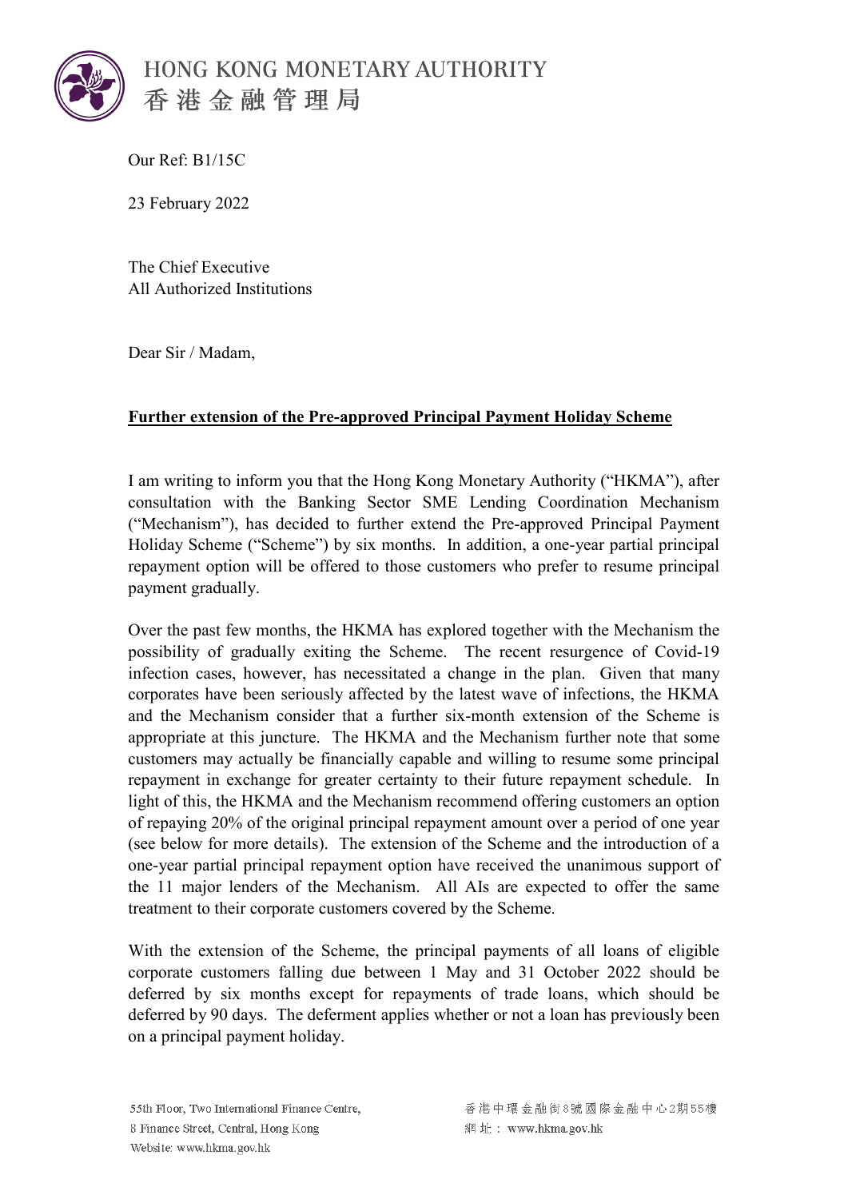HONG KONG MONETARY AUTHORITY
香港金融管理局

Our Ref: B1/15C

23 February 2022

The Chief Executive
All Authorized Institutions

Dear Sir / Madam,

**Further extension of the Pre-approved Principal Payment Holiday Scheme**

I am writing to inform you that the Hong Kong Monetary Authority ("HKMA"), after consultation with the Banking Sector SME Lending Coordination Mechanism ("Mechanism"), has decided to further extend the Pre-approved Principal Payment Holiday Scheme ("Scheme") by six months. In addition, a one-year partial principal repayment option will be offered to those customers who prefer to resume principal payment gradually.

Over the past few months, the HKMA has explored together with the Mechanism the possibility of gradually exiting the Scheme. The recent resurgence of Covid-19 infection cases, however, has necessitated a change in the plan. Given that many corporates have been seriously affected by the latest wave of infections, the HKMA and the Mechanism consider that a further six-month extension of the Scheme is appropriate at this juncture. The HKMA and the Mechanism further note that some customers may actually be financially capable and willing to resume some principal repayment in exchange for greater certainty to their future repayment schedule. In light of this, the HKMA and the Mechanism recommend offering customers an option of repaying 20% of the original principal repayment amount over a period of one year (see below for more details). The extension of the Scheme and the introduction of a one-year partial principal repayment option have received the unanimous support of the 11 major lenders of the Mechanism. All AIs are expected to offer the same treatment to their corporate customers covered by the Scheme.

With the extension of the Scheme, the principal payments of all loans of eligible corporate customers falling due between 1 May and 31 October 2022 should be deferred by six months except for repayments of trade loans, which should be deferred by 90 days. The deferment applies whether or not a loan has previously been on a principal payment holiday.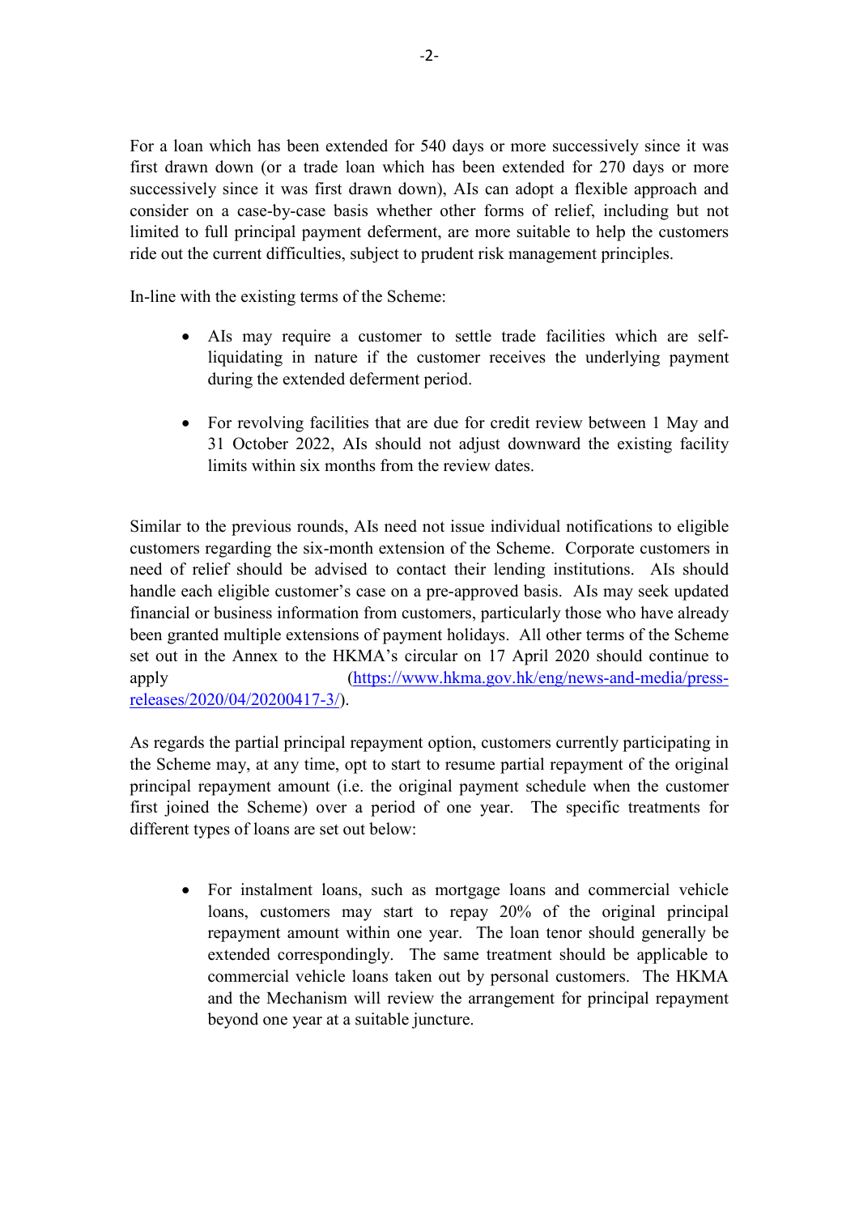For a loan which has been extended for 540 days or more successively since it was first drawn down (or a trade loan which has been extended for 270 days or more successively since it was first drawn down), AIs can adopt a flexible approach and consider on a case-by-case basis whether other forms of relief, including but not limited to full principal payment deferment, are more suitable to help the customers ride out the current difficulties, subject to prudent risk management principles.

In-line with the existing terms of the Scheme:

- AIs may require a customer to settle trade facilities which are self-liquidating in nature if the customer receives the underlying payment during the extended deferment period.
- For revolving facilities that are due for credit review between 1 May and 31 October 2022, AIs should not adjust downward the existing facility limits within six months from the review dates.

Similar to the previous rounds, AIs need not issue individual notifications to eligible customers regarding the six-month extension of the Scheme. Corporate customers in need of relief should be advised to contact their lending institutions. AIs should handle each eligible customer's case on a pre-approved basis. AIs may seek updated financial or business information from customers, particularly those who have already been granted multiple extensions of payment holidays. All other terms of the Scheme set out in the Annex to the HKMA's circular on 17 April 2020 should continue to apply (https://www.hkma.gov.hk/eng/news-and-media/press-releases/2020/04/20200417-3/).

As regards the partial principal repayment option, customers currently participating in the Scheme may, at any time, opt to start to resume partial repayment of the original principal repayment amount (i.e. the original payment schedule when the customer first joined the Scheme) over a period of one year. The specific treatments for different types of loans are set out below:

- For instalment loans, such as mortgage loans and commercial vehicle loans, customers may start to repay 20% of the original principal repayment amount within one year. The loan tenor should generally be extended correspondingly. The same treatment should be applicable to commercial vehicle loans taken out by personal customers. The HKMA and the Mechanism will review the arrangement for principal repayment beyond one year at a suitable juncture.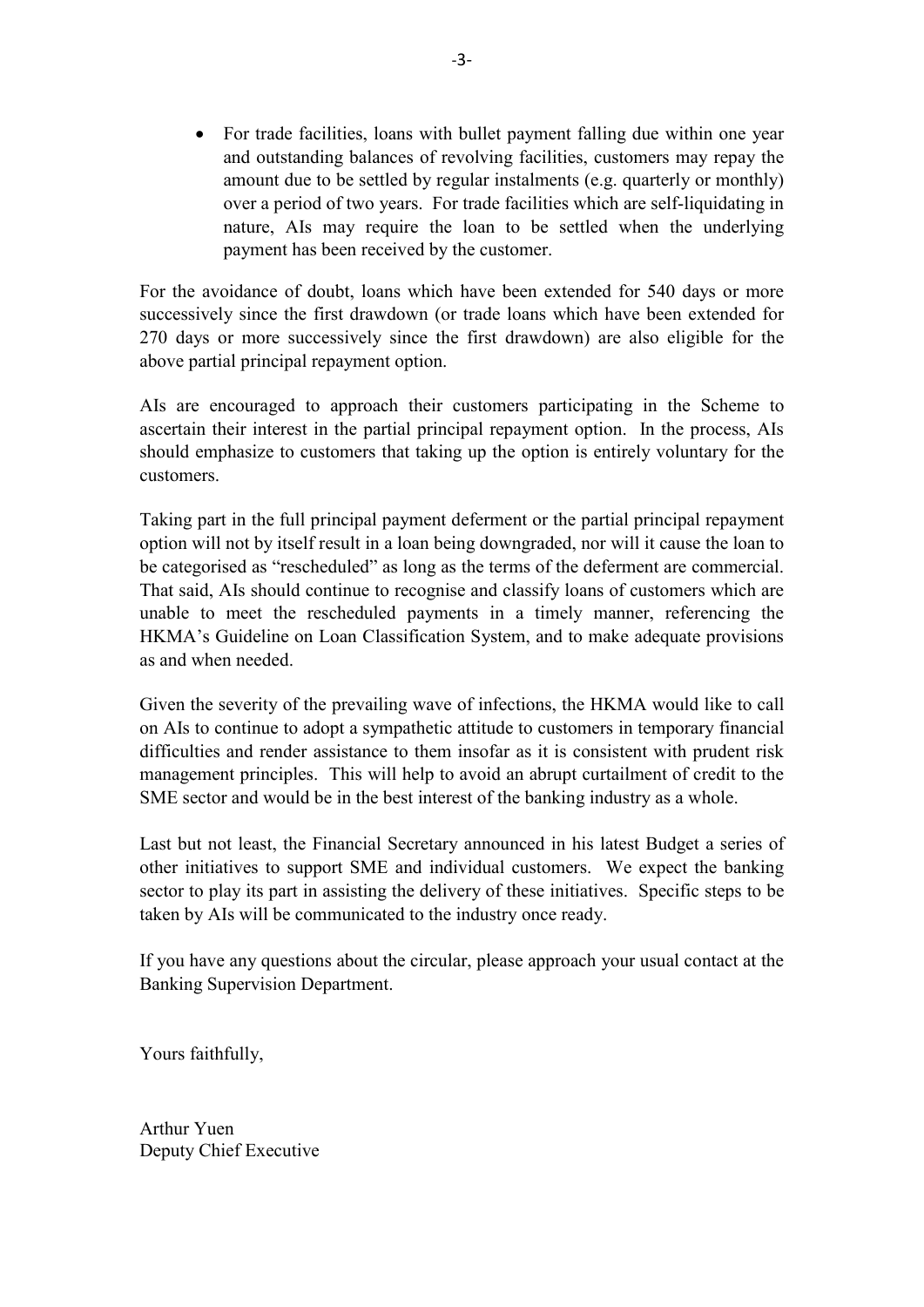- For trade facilities, loans with bullet payment falling due within one year and outstanding balances of revolving facilities, customers may repay the amount due to be settled by regular instalments (e.g. quarterly or monthly) over a period of two years. For trade facilities which are self-liquidating in nature, AIs may require the loan to be settled when the underlying payment has been received by the customer.

For the avoidance of doubt, loans which have been extended for 540 days or more successively since the first drawdown (or trade loans which have been extended for 270 days or more successively since the first drawdown) are also eligible for the above partial principal repayment option.

AIs are encouraged to approach their customers participating in the Scheme to ascertain their interest in the partial principal repayment option. In the process, AIs should emphasize to customers that taking up the option is entirely voluntary for the customers.

Taking part in the full principal payment deferment or the partial principal repayment option will not by itself result in a loan being downgraded, nor will it cause the loan to be categorised as "rescheduled" as long as the terms of the deferment are commercial. That said, AIs should continue to recognise and classify loans of customers which are unable to meet the rescheduled payments in a timely manner, referencing the HKMA's Guideline on Loan Classification System, and to make adequate provisions as and when needed.

Given the severity of the prevailing wave of infections, the HKMA would like to call on AIs to continue to adopt a sympathetic attitude to customers in temporary financial difficulties and render assistance to them insofar as it is consistent with prudent risk management principles. This will help to avoid an abrupt curtailment of credit to the SME sector and would be in the best interest of the banking industry as a whole.

Last but not least, the Financial Secretary announced in his latest Budget a series of other initiatives to support SME and individual customers. We expect the banking sector to play its part in assisting the delivery of these initiatives. Specific steps to be taken by AIs will be communicated to the industry once ready.

If you have any questions about the circular, please approach your usual contact at the Banking Supervision Department.

Yours faithfully,

Arthur Yuen
Deputy Chief Executive